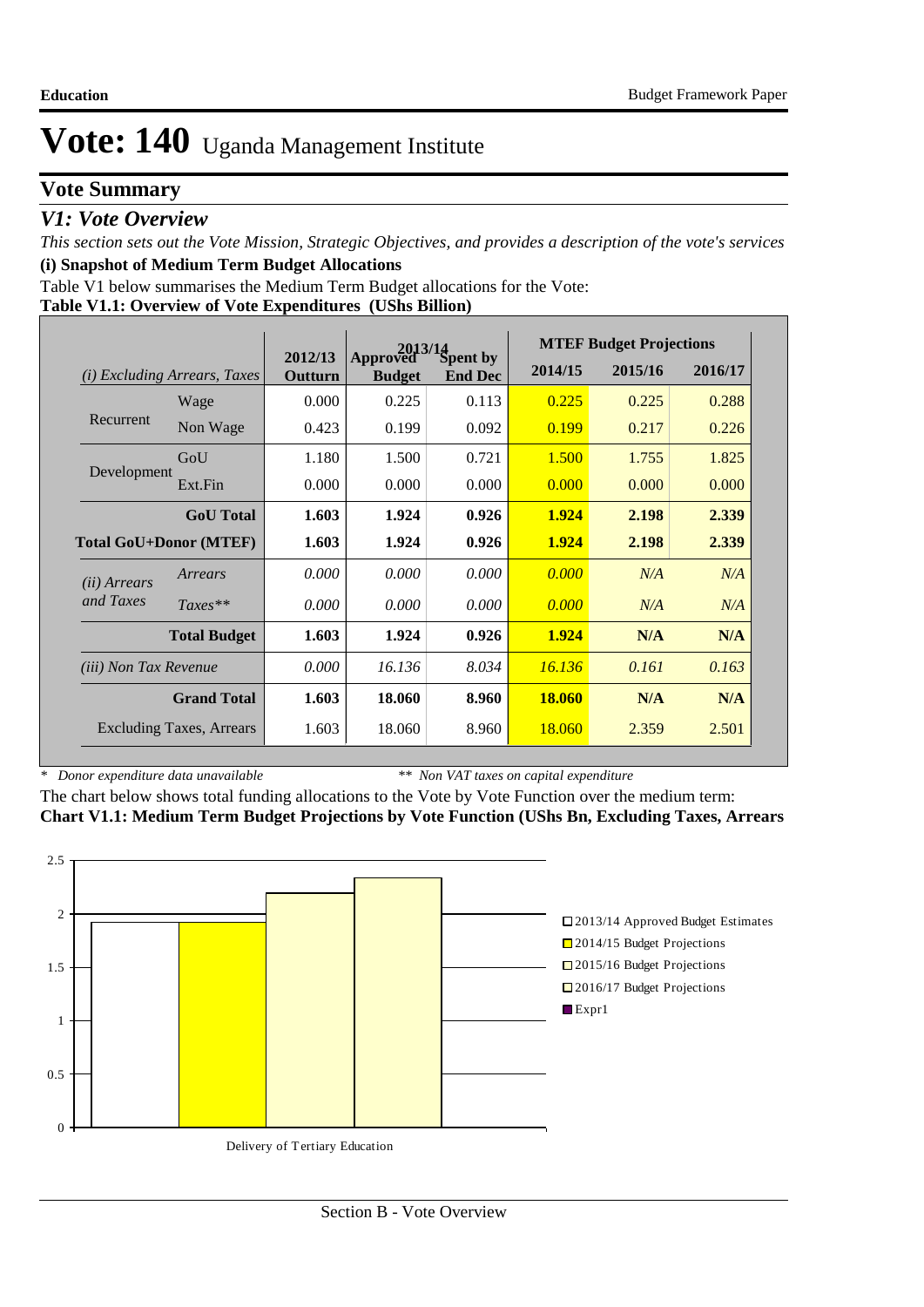# Vote: 140 Uganda Management Institute

## Vote Summary

### *V1: Vote Overview*

*This section sets out the Vote Mission, Strategic Objectives, and provides a description of the vote's services*

**(i) Snapshot of Medium Term Budget Allocations**

Table V1 below summarises the Medium Term Budget allocations for the Vote:

**Table V1.1: Overview of Vote Expenditures (UShs Billion)**

| *(i) Excluding Arrears, Taxes* | | 2012/13 Outturn | 2013/14 Approved Budget | 2013/14 Spent by End Dec | MTEF Budget Projections 2014/15 | 2015/16 | 2016/17 |
|---|---|---|---|---|---|---|---|
| Recurrent | Wage | 0.000 | 0.225 | 0.113 | 0.225 | 0.225 | 0.288 |
| | Non Wage | 0.423 | 0.199 | 0.092 | 0.199 | 0.217 | 0.226 |
| Development | GoU | 1.180 | 1.500 | 0.721 | 1.500 | 1.755 | 1.825 |
| | Ext.Fin | 0.000 | 0.000 | 0.000 | 0.000 | 0.000 | 0.000 |
| | **GoU Total** | **1.603** | **1.924** | **0.926** | **1.924** | **2.198** | **2.339** |
| **Total GoU+Donor (MTEF)** | | **1.603** | **1.924** | **0.926** | **1.924** | **2.198** | **2.339** |
| *(ii) Arrears and Taxes* | *Arrears* | *0.000* | *0.000* | *0.000* | *0.000* | *N/A* | *N/A* |
| | *Taxes*** | *0.000* | *0.000* | *0.000* | *0.000* | *N/A* | *N/A* |
| | **Total Budget** | **1.603** | **1.924** | **0.926** | **1.924** | **N/A** | **N/A** |
| *(iii) Non Tax Revenue* | | *0.000* | *16.136* | *8.034* | *16.136* | *0.161* | *0.163* |
| | **Grand Total** | **1.603** | **18.060** | **8.960** | **18.060** | **N/A** | **N/A** |
| | Excluding Taxes, Arrears | 1.603 | 18.060 | 8.960 | 18.060 | 2.359 | 2.501 |

\* *Donor expenditure data unavailable* ** *Non VAT taxes on capital expenditure*

The chart below shows total funding allocations to the Vote by Vote Function over the medium term:

**Chart V1.1: Medium Term Budget Projections by Vote Function (UShs Bn, Excluding Taxes, Arrears**

| Vote Function | 2013/14 Approved Budget Estimates | 2014/15 Budget Projections | 2015/16 Budget Projections | 2016/17 Budget Projections |
|---|---|---|---|---|
| Delivery of Tertiary Education | 1.924 | 1.924 | 2.198 | 2.339 |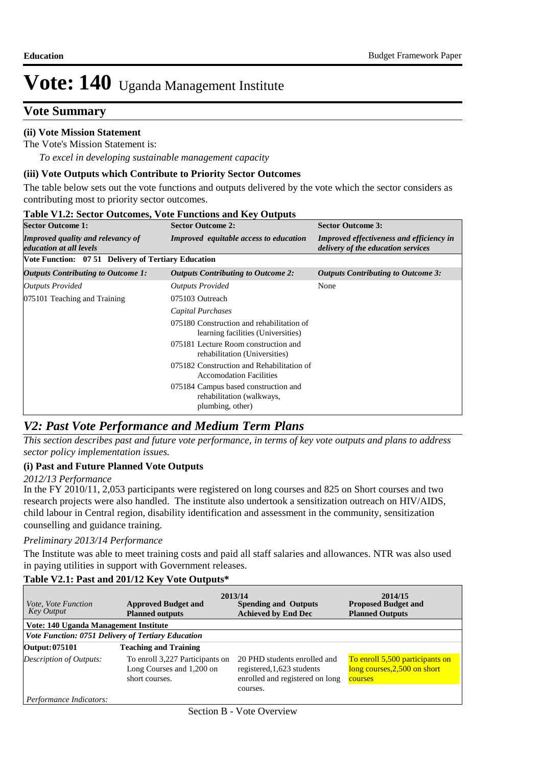# Vote: 140 Uganda Management Institute

## Vote Summary

**(ii) Vote Mission Statement**

The Vote's Mission Statement is:

*To excel in developing sustainable management capacity*

**(iii) Vote Outputs which Contribute to Priority Sector Outcomes**

The table below sets out the vote functions and outputs delivered by the vote which the sector considers as contributing most to priority sector outcomes.

**Table V1.2: Sector Outcomes, Vote Functions and Key Outputs**

| **Sector Outcome 1:** | **Sector Outcome 2:** | **Sector Outcome 3:** |
|---|---|---|
| ***Improved quality and relevancy of education at all levels*** | ***Improved equitable access to education*** | ***Improved effectiveness and efficiency in delivery of the education services*** |
| **Vote Function: 07 51 Delivery of Tertiary Education** | | |
| ***Outputs Contributing to Outcome 1:*** | ***Outputs Contributing to Outcome 2:*** | ***Outputs Contributing to Outcome 3:*** |
| *Outputs Provided* | *Outputs Provided* | None |
| 075101 Teaching and Training | 075103 Outreach | |
| | *Capital Purchases* | |
| | 075180 Construction and rehabilitation of learning facilities (Universities) | |
| | 075181 Lecture Room construction and rehabilitation (Universities) | |
| | 075182 Construction and Rehabilitation of Accomodation Facilities | |
| | 075184 Campus based construction and rehabilitation (walkways, plumbing, other) | |

## *V2: Past Vote Performance and Medium Term Plans*

*This section describes past and future vote performance, in terms of key vote outputs and plans to address sector policy implementation issues.*

**(i) Past and Future Planned Vote Outputs**

*2012/13 Performance*

In the FY 2010/11, 2,053 participants were registered on long courses and 825 on Short courses and two research projects were also handled. The institute also undertook a sensitization outreach on HIV/AIDS, child labour in Central region, disability identification and assessment in the community, sensitization counselling and guidance training.

*Preliminary 2013/14 Performance*

The Institute was able to meet training costs and paid all staff salaries and allowances. NTR was also used in paying utilities in support with Government releases.

**Table V2.1: Past and 201/12 Key Vote Outputs***

| *Vote, Vote Function Key Output* | 2013/14 **Approved Budget and Planned outputs** | **Spending and Outputs Achieved by End Dec** | 2014/15 **Proposed Budget and Planned Outputs** |
|---|---|---|---|
| **Vote: 140 Uganda Management Institute** | | | |
| ***Vote Function: 0751 Delivery of Tertiary Education*** | | | |
| **Output: 075101** | **Teaching and Training** | | |
| *Description of Outputs:* | To enroll 3,227 Participants on Long Courses and 1,200 on short courses. | 20 PHD students enrolled and registered,1,623 students enrolled and registered on long courses. | To enroll 5,500 participants on long courses,2,500 on short courses |
| *Performance Indicators:* | | | |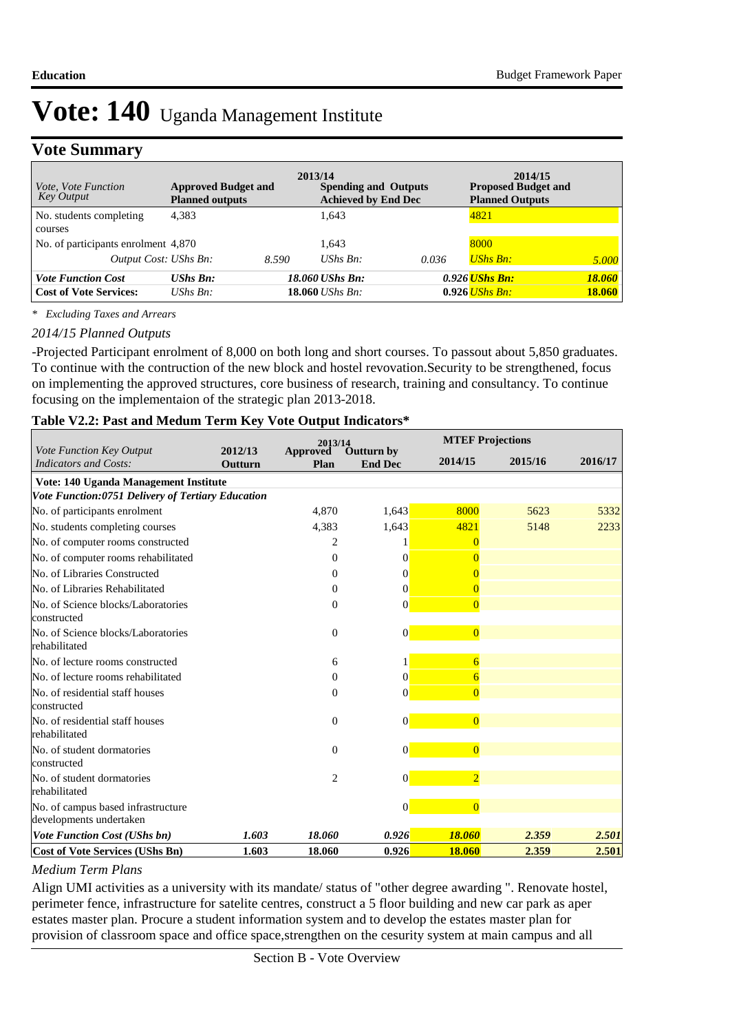# Vote: 140 Uganda Management Institute

## Vote Summary

| *Vote, Vote Function Key Output* | 2013/14 **Approved Budget and Planned outputs** | | **Spending and Outputs Achieved by End Dec** | | 2014/15 **Proposed Budget and Planned Outputs** | |
|---|---|---|---|---|---|---|
| No. students completing courses | 4,383 | | 1,643 | | 4821 | |
| No. of participants enrolment | 4,870 | | 1,643 | | 8000 | |
| *Output Cost: UShs Bn:* | | *8.590* | *UShs Bn:* | *0.036* | *UShs Bn:* | *5.000* |
| ***Vote Function Cost*** | ***UShs Bn:*** | | ***18.060 UShs Bn:*** | | ***0.926 UShs Bn:*** | ***18.060*** |
| **Cost of Vote Services:** | *UShs Bn:* | | **18.060** *UShs Bn:* | | **0.926** *UShs Bn:* | **18.060** |

*\* Excluding Taxes and Arrears*

*2014/15 Planned Outputs*

-Projected Participant enrolment of 8,000 on both long and short courses. To passout about 5,850 graduates. To continue with the contruction of the new block and hostel revovation.Security to be strengthened, focus on implementing the approved structures, core business of research, training and consultancy. To continue focusing on the implementaion of the strategic plan 2013-2018.

**Table V2.2: Past and Medum Term Key Vote Output Indicators***

| *Vote Function Key Output Indicators and Costs:* | **2012/13 Outturn** | 2013/14 **Approved Plan** | **Outturn by End Dec** | **MTEF Projections 2014/15** | **2015/16** | **2016/17** |
|---|---|---|---|---|---|---|
| **Vote: 140 Uganda Management Institute** | | | | | | |
| ***Vote Function:0751 Delivery of Tertiary Education*** | | | | | | |
| No. of participants enrolment | | 4,870 | 1,643 | 8000 | 5623 | 5332 |
| No. students completing courses | | 4,383 | 1,643 | 4821 | 5148 | 2233 |
| No. of computer rooms constructed | | 2 | 1 | 0 | | |
| No. of computer rooms rehabilitated | | 0 | 0 | 0 | | |
| No. of Libraries Constructed | | 0 | 0 | 0 | | |
| No. of Libraries Rehabilitated | | 0 | 0 | 0 | | |
| No. of Science blocks/Laboratories constructed | | 0 | 0 | 0 | | |
| No. of Science blocks/Laboratories rehabilitated | | 0 | 0 | 0 | | |
| No. of lecture rooms constructed | | 6 | 1 | 6 | | |
| No. of lecture rooms rehabilitated | | 0 | 0 | 6 | | |
| No. of residential staff houses constructed | | 0 | 0 | 0 | | |
| No. of residential staff houses rehabilitated | | 0 | 0 | 0 | | |
| No. of student dormatories constructed | | 0 | 0 | 0 | | |
| No. of student dormatories rehabilitated | | 2 | 0 | 2 | | |
| No. of campus based infrastructure developments undertaken | | | 0 | 0 | | |
| ***Vote Function Cost (UShs bn)*** | ***1.603*** | ***18.060*** | ***0.926*** | ***18.060*** | ***2.359*** | ***2.501*** |
| **Cost of Vote Services (UShs Bn)** | **1.603** | **18.060** | **0.926** | **18.060** | **2.359** | **2.501** |

*Medium Term Plans*

Align UMI activities as a university with its mandate/ status of "other degree awarding ". Renovate hostel, perimeter fence, infrastructure for satelite centres, construct a 5 floor building and new car park as aper estates master plan. Procure a student information system and to develop the estates master plan for provision of classroom space and office space,strengthen on the cesurity system at main campus and all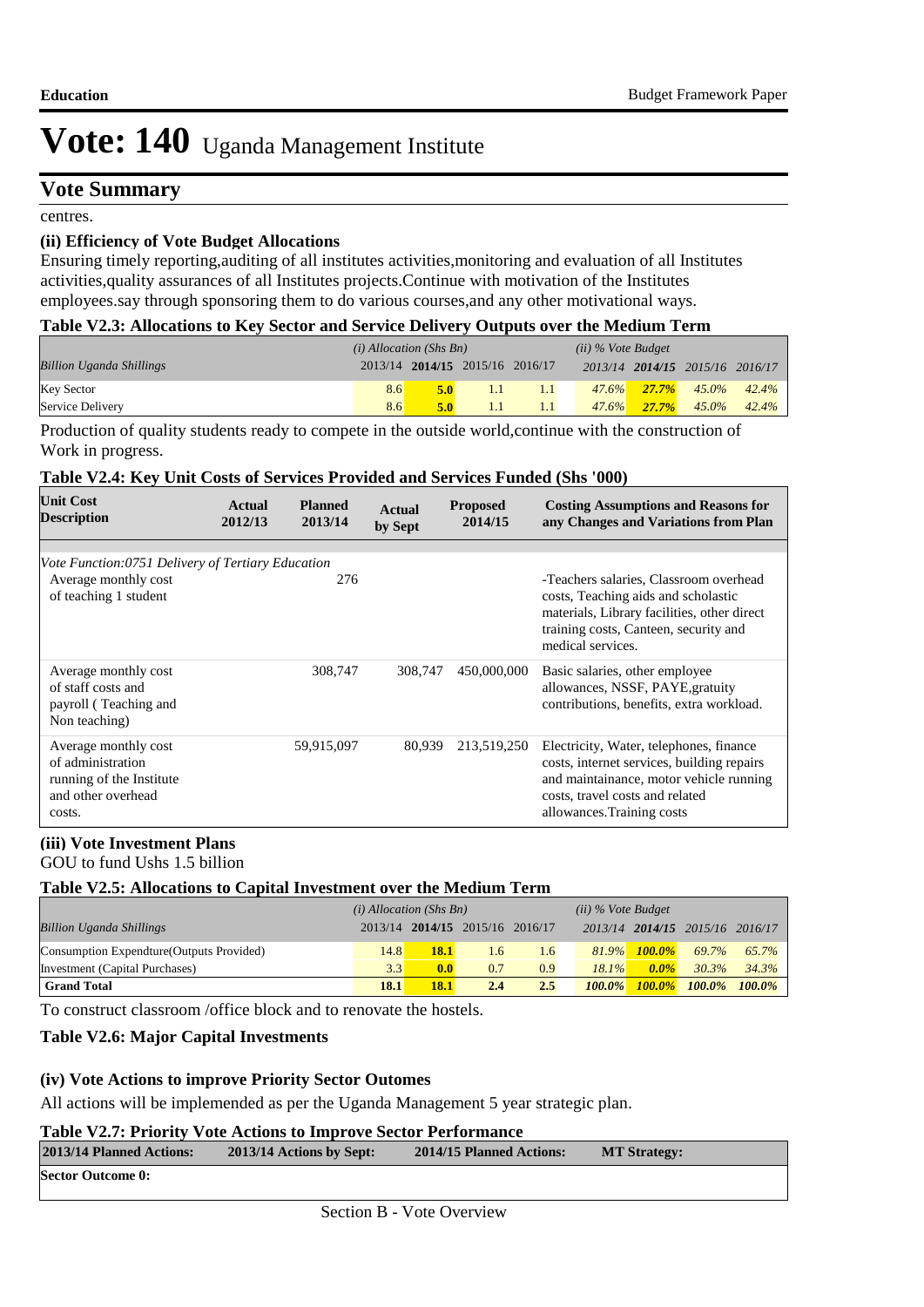# Vote: 140 Uganda Management Institute

## Vote Summary

centres.

### (ii) Efficiency of Vote Budget Allocations

Ensuring timely reporting,auditing of all institutes activities,monitoring and evaluation of all Institutes activities,quality assurances of all Institutes projects.Continue with motivation of the Institutes employees.say through sponsoring them to do various courses,and any other motivational ways.

**Table V2.3: Allocations to Key Sector and Service Delivery Outputs over the Medium Term**

| | *(i) Allocation (Shs Bn)* | | | | *(ii) % Vote Budget* | | | |
|---|---|---|---|---|---|---|---|---|
| *Billion Uganda Shillings* | 2013/14 | **2014/15** | 2015/16 | 2016/17 | *2013/14* | ***2014/15*** | *2015/16* | *2016/17* |
| Key Sector | 8.6 | **5.0** | 1.1 | 1.1 | *47.6%* | ***27.7%*** | *45.0%* | *42.4%* |
| Service Delivery | 8.6 | **5.0** | 1.1 | 1.1 | *47.6%* | ***27.7%*** | *45.0%* | *42.4%* |

Production of quality students ready to compete in the outside world,continue with the construction of Work in progress.

**Table V2.4: Key Unit Costs of Services Provided and Services Funded (Shs '000)**

| Unit Cost Description | Actual 2012/13 | Planned 2013/14 | Actual by Sept | Proposed 2014/15 | Costing Assumptions and Reasons for any Changes and Variations from Plan |
|---|---|---|---|---|---|
| *Vote Function:0751 Delivery of Tertiary Education* | | | | | |
| Average monthly cost of teaching 1 student | | 276 | | | -Teachers salaries, Classroom overhead costs, Teaching aids and scholastic materials, Library facilities, other direct training costs, Canteen, security and medical services. |
| Average monthly cost of staff costs and payroll ( Teaching and Non teaching) | | 308,747 | 308,747 | 450,000,000 | Basic salaries, other employee allowances, NSSF, PAYE,gratuity contributions, benefits, extra workload. |
| Average monthly cost of administration running of the Institute and other overhead costs. | | 59,915,097 | 80,939 | 213,519,250 | Electricity, Water, telephones, finance costs, internet services, building repairs and maintainance, motor vehicle running costs, travel costs and related allowances.Training costs |

### (iii) Vote Investment Plans

GOU to fund Ushs 1.5 billion

**Table V2.5: Allocations to Capital Investment over the Medium Term**

| | *(i) Allocation (Shs Bn)* | | | | *(ii) % Vote Budget* | | | |
|---|---|---|---|---|---|---|---|---|
| *Billion Uganda Shillings* | 2013/14 | **2014/15** | 2015/16 | 2016/17 | *2013/14* | ***2014/15*** | *2015/16* | *2016/17* |
| Consumption Expendture(Outputs Provided) | 14.8 | **18.1** | 1.6 | 1.6 | *81.9%* | ***100.0%*** | *69.7%* | *65.7%* |
| Investment (Capital Purchases) | 3.3 | **0.0** | 0.7 | 0.9 | *18.1%* | ***0.0%*** | *30.3%* | *34.3%* |
| **Grand Total** | **18.1** | **18.1** | **2.4** | **2.5** | ***100.0%*** | ***100.0%*** | ***100.0%*** | ***100.0%*** |

To construct classroom /office block and to renovate the hostels.

**Table V2.6: Major Capital Investments**

### (iv) Vote Actions to improve Priority Sector Outomes

All actions will be implemended as per the Uganda Management 5 year strategic plan.

**Table V2.7: Priority Vote Actions to Improve Sector Performance**

| 2013/14 Planned Actions: | 2013/14 Actions by Sept: | 2014/15 Planned Actions: | MT Strategy: |
|---|---|---|---|
| **Sector Outcome 0:** | | | |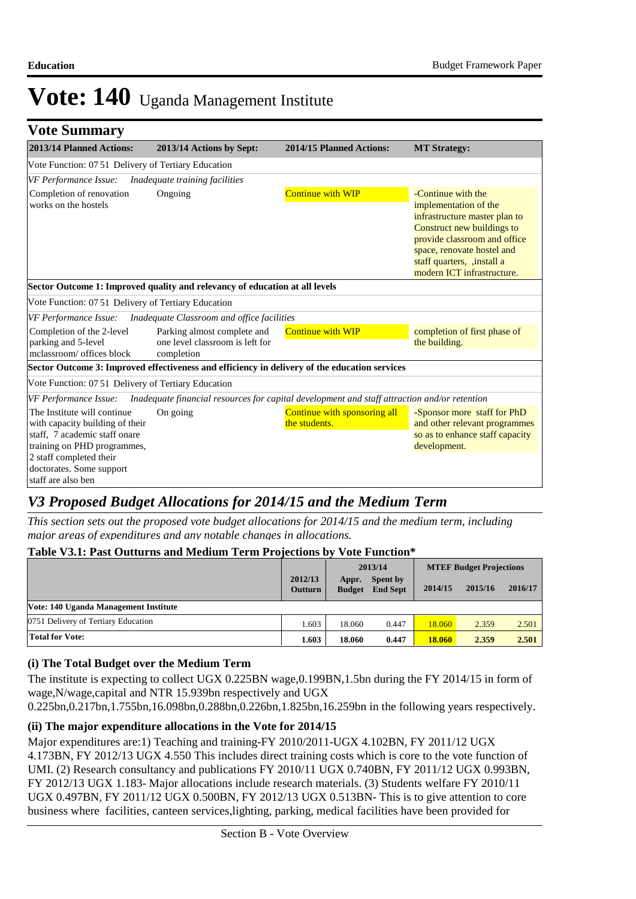# Vote: 140 Uganda Management Institute

## Vote Summary

| 2013/14 Planned Actions: | 2013/14 Actions by Sept: | 2014/15 Planned Actions: | MT Strategy: |
|---|---|---|---|
| Vote Function: 07 51 Delivery of Tertiary Education | | | |
| *VF Performance Issue: Inadequate training facilities* | | | |
| Completion of renovation works on the hostels | Ongoing | Continue with WIP | -Continue with the implementation of the infrastructure master plan to Construct new buildings to provide classroom and office space, renovate hostel and staff quarters, ,install a modern ICT infrastructure. |
| **Sector Outcome 1: Improved quality and relevancy of education at all levels** | | | |
| Vote Function: 07 51 Delivery of Tertiary Education | | | |
| *VF Performance Issue: Inadequate Classroom and office facilities* | | | |
| Completion of the 2-level parking and 5-level mclassroom/ offices block | Parking almost complete and one level classroom is left for completion | Continue with WIP | completion of first phase of the building. |
| **Sector Outcome 3: Improved effectiveness and efficiency in delivery of the education services** | | | |
| Vote Function: 07 51 Delivery of Tertiary Education | | | |
| *VF Performance Issue: Inadequate financial resources for capital development and staff attraction and/or retention* | | | |
| The Institute will continue with capacity building of their staff, 7 academic staff onare training on PHD programmes, 2 staff completed their doctorates. Some support staff are also ben | On going | Continue with sponsoring all the students. | -Sponsor more staff for PhD and other relevant programmes so as to enhance staff capacity development. |

## *V3 Proposed Budget Allocations for 2014/15 and the Medium Term*

*This section sets out the proposed vote budget allocations for 2014/15 and the medium term, including major areas of expenditures and any notable changes in allocations.*

**Table V3.1: Past Outturns and Medium Term Projections by Vote Function***

| | 2012/13 Outturn | 2013/14 Appr. Budget | 2013/14 Spent by End Sept | MTEF Budget Projections 2014/15 | 2015/16 | 2016/17 |
|---|---|---|---|---|---|---|
| **Vote: 140 Uganda Management Institute** | | | | | | |
| 0751 Delivery of Tertiary Education | 1.603 | 18.060 | 0.447 | 18.060 | 2.359 | 2.501 |
| **Total for Vote:** | **1.603** | **18.060** | **0.447** | **18.060** | **2.359** | **2.501** |

### (i) The Total Budget over the Medium Term

The institute is expecting to collect UGX 0.225BN wage,0.199BN,1.5bn during the FY 2014/15 in form of wage,N/wage,capital and NTR 15.939bn respectively and UGX 0.225bn,0.217bn,1.755bn,16.098bn,0.288bn,0.226bn,1.825bn,16.259bn in the following years respectively.

### (ii) The major expenditure allocations in the Vote for 2014/15

Major expenditures are:1) Teaching and training-FY 2010/2011-UGX 4.102BN, FY 2011/12 UGX 4.173BN, FY 2012/13 UGX 4.550 This includes direct training costs which is core to the vote function of UMI. (2) Research consultancy and publications FY 2010/11 UGX 0.740BN, FY 2011/12 UGX 0.993BN, FY 2012/13 UGX 1.183- Major allocations include research materials. (3) Students welfare FY 2010/11 UGX 0.497BN, FY 2011/12 UGX 0.500BN, FY 2012/13 UGX 0.513BN- This is to give attention to core business where facilities, canteen services,lighting, parking, medical facilities have been provided for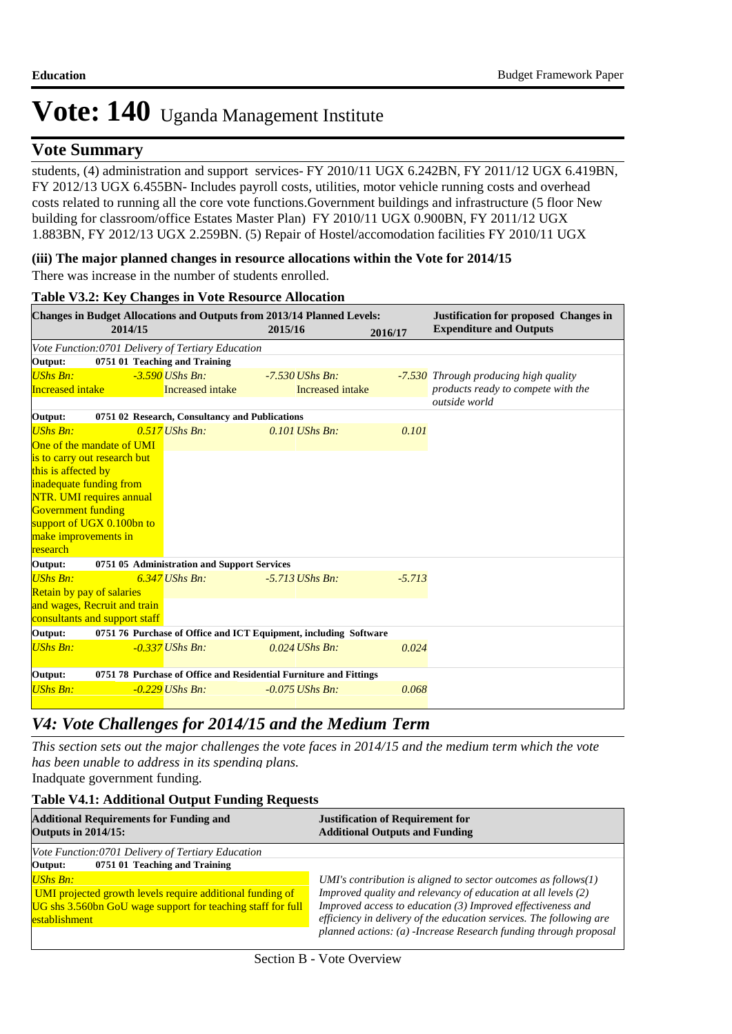# Vote: 140 Uganda Management Institute

## Vote Summary

students, (4) administration and support services- FY 2010/11 UGX 6.242BN, FY 2011/12 UGX 6.419BN, FY 2012/13 UGX 6.455BN- Includes payroll costs, utilities, motor vehicle running costs and overhead costs related to running all the core vote functions.Government buildings and infrastructure (5 floor New building for classroom/office Estates Master Plan) FY 2010/11 UGX 0.900BN, FY 2011/12 UGX 1.883BN, FY 2012/13 UGX 2.259BN. (5) Repair of Hostel/accomodation facilities FY 2010/11 UGX

**(iii) The major planned changes in resource allocations within the Vote for 2014/15**

There was increase in the number of students enrolled.

**Table V3.2: Key Changes in Vote Resource Allocation**

| Changes in Budget Allocations and Outputs from 2013/14 Planned Levels: 2014/15 | 2015/16 | 2016/17 | Justification for proposed Changes in Expenditure and Outputs |
|---|---|---|---|
| *Vote Function:0701 Delivery of Tertiary Education* | | | |
| **Output: 0751 01 Teaching and Training** | | | |
| *UShs Bn:* *-3.590* Increased intake | *UShs Bn:* *-7.530* Increased intake | *UShs Bn:* *-7.530* | *Through producing high quality products ready to compete with the outside world* |
| **Output: 0751 02 Research, Consultancy and Publications** | | | |
| *UShs Bn:* *0.517* One of the mandate of UMI is to carry out research but this is affected by inadequate funding from NTR. UMI requires annual Government funding support of UGX 0.100bn to make improvements in research | *UShs Bn:* *0.101* | *UShs Bn:* *0.101* | |
| **Output: 0751 05 Administration and Support Services** | | | |
| *UShs Bn:* *6.347* Retain by pay of salaries and wages, Recruit and train consultants and support staff | *UShs Bn:* *-5.713* | *UShs Bn:* *-5.713* | |
| **Output: 0751 76 Purchase of Office and ICT Equipment, including Software** | | | |
| *UShs Bn:* *-0.337* | *UShs Bn:* *0.024* | *UShs Bn:* *0.024* | |
| **Output: 0751 78 Purchase of Office and Residential Furniture and Fittings** | | | |
| *UShs Bn:* *-0.229* | *UShs Bn:* *-0.075* | *UShs Bn:* *0.068* | |

## *V4: Vote Challenges for 2014/15 and the Medium Term*

*This section sets out the major challenges the vote faces in 2014/15 and the medium term which the vote has been unable to address in its spending plans.*

Inadquate government funding.

**Table V4.1: Additional Output Funding Requests**

| Additional Requirements for Funding and Outputs in 2014/15: | Justification of Requirement for Additional Outputs and Funding |
|---|---|
| *Vote Function:0701 Delivery of Tertiary Education* | |
| **Output: 0751 01 Teaching and Training** | |
| *UShs Bn:* UMI projected growth levels require additional funding of UG shs 3.560bn GoU wage support for teaching staff for full establishment | *UMI's contribution is aligned to sector outcomes as follows(1) Improved quality and relevancy of education at all levels (2) Improved access to education (3) Improved effectiveness and efficiency in delivery of the education services. The following are planned actions: (a) -Increase Research funding through proposal* |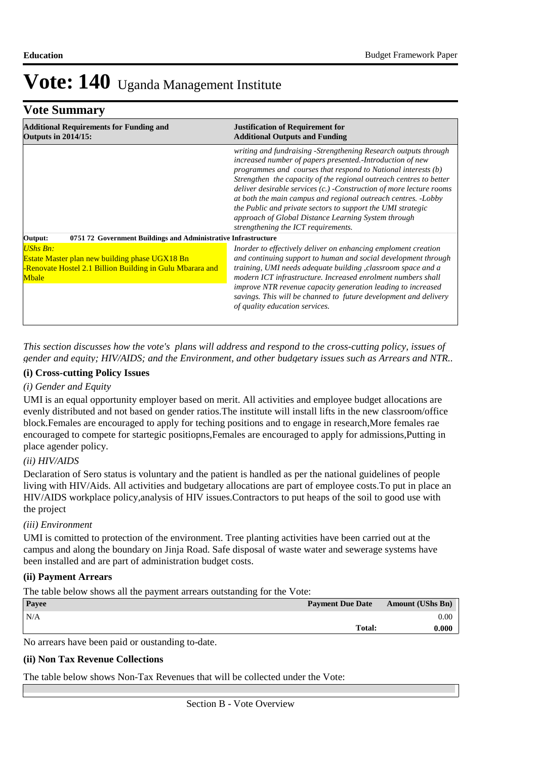# Vote: 140 Uganda Management Institute

## Vote Summary

| Additional Requirements for Funding and Outputs in 2014/15: | Justification of Requirement for Additional Outputs and Funding |
|---|---|
| | *writing and fundraising -Strengthening Research outputs through increased number of papers presented.-Introduction of new programmes and courses that respond to National interests (b) Strengthen the capacity of the regional outreach centres to better deliver desirable services (c.) -Construction of more lecture rooms at both the main campus and regional outreach centres. -Lobby the Public and private sectors to support the UMI strategic approach of Global Distance Learning System through strengthening the ICT requirements.* |
| **Output: 0751 72 Government Buildings and Administrative Infrastructure** | |
| *UShs Bn:*<br>Estate Master plan new building phase UGX18 Bn<br>-Renovate Hostel 2.1 Billion Building in Gulu Mbarara and Mbale | *Inorder to effectively deliver on enhancing emploment creation and continuing support to human and social development through training, UMI needs adequate building ,classroom space and a modern ICT infrastructure. Increased enrolment numbers shall improve NTR revenue capacity generation leading to increased savings. This will be channed to future development and delivery of quality education services.* |

*This section discusses how the vote's plans will address and respond to the cross-cutting policy, issues of gender and equity; HIV/AIDS; and the Environment, and other budgetary issues such as Arrears and NTR..*

### (i) Cross-cutting Policy Issues

*(i) Gender and Equity*

UMI is an equal opportunity employer based on merit. All activities and employee budget allocations are evenly distributed and not based on gender ratios.The institute will install lifts in the new classroom/office block.Females are encouraged to apply for teching positions and to engage in research,More females rae encouraged to compete for startegic positiopns,Females are encouraged to apply for admissions,Putting in place agender policy.

*(ii) HIV/AIDS*

Declaration of Sero status is voluntary and the patient is handled as per the national guidelines of people living with HIV/Aids. All activities and budgetary allocations are part of employee costs.To put in place an HIV/AIDS workplace policy,analysis of HIV issues.Contractors to put heaps of the soil to good use with the project

*(iii) Environment*

UMI is comitted to protection of the environment. Tree planting activities have been carried out at the campus and along the boundary on Jinja Road. Safe disposal of waste water and sewerage systems have been installed and are part of administration budget costs.

### (ii) Payment Arrears

The table below shows all the payment arrears outstanding for the Vote:

| Payee | Payment Due Date | Amount (UShs Bn) |
|---|---|---|
| N/A | | 0.00 |
| | **Total:** | **0.000** |

No arrears have been paid or oustanding to-date.

### (ii) Non Tax Revenue Collections

The table below shows Non-Tax Revenues that will be collected under the Vote:

Section B - Vote Overview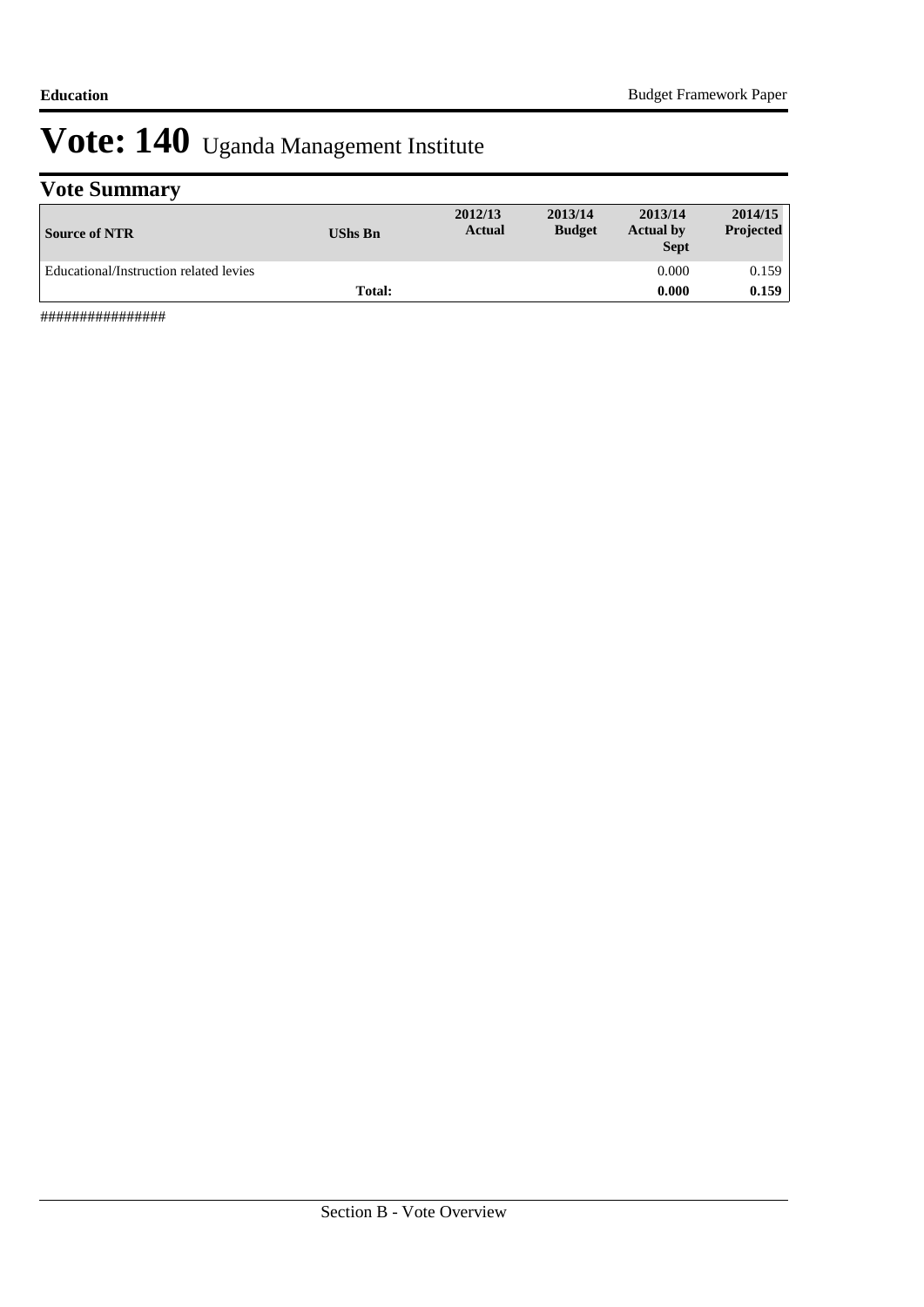# Vote: 140 Uganda Management Institute

## Vote Summary

| Source of NTR | UShs Bn | 2012/13 Actual | 2013/14 Budget | 2013/14 Actual by Sept | 2014/15 Projected |
|---|---|---|---|---|---|
| Educational/Instruction related levies | | | | 0.000 | 0.159 |
| | **Total:** | | | **0.000** | **0.159** |

################